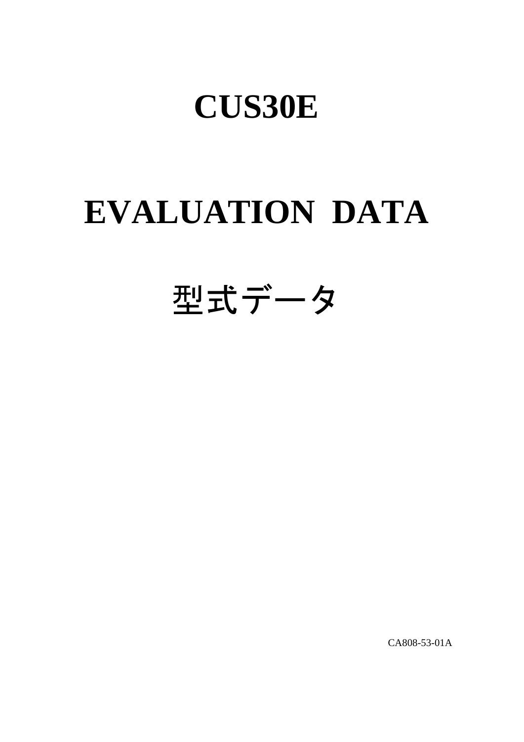# CUS30E

# EVALUATION DATA

# 型式データ

CA808-53-01A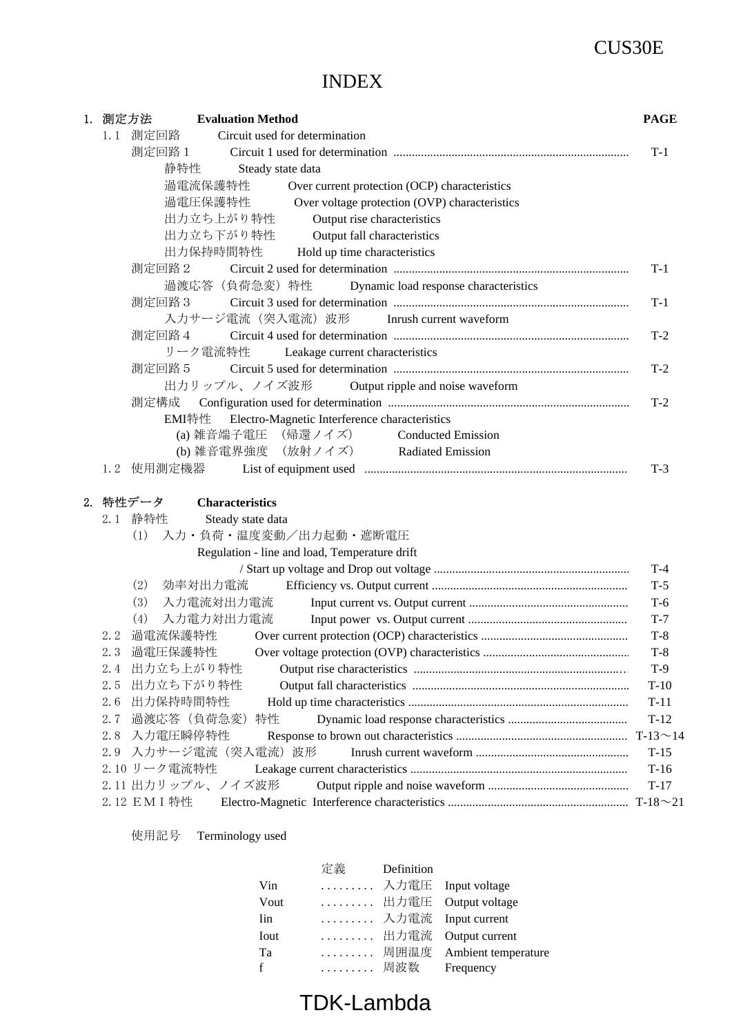# INDEX

| | PAGE |
|---|---|
| **1. 測定方法　Evaluation Method** | |
| 1.1 測定回路　Circuit used for determination | |
| 測定回路１　Circuit 1 used for determination | T-1 |
| 静特性　Steady state data | |
| 過電流保護特性　Over current protection (OCP) characteristics | |
| 過電圧保護特性　Over voltage protection (OVP) characteristics | |
| 出力立ち上がり特性　Output rise characteristics | |
| 出力立ち下がり特性　Output fall characteristics | |
| 出力保持時間特性　Hold up time characteristics | |
| 測定回路２　Circuit 2 used for determination | T-1 |
| 過渡応答（負荷急変）特性　Dynamic load response characteristics | |
| 測定回路３　Circuit 3 used for determination | T-1 |
| 入力サージ電流（突入電流）波形　Inrush current waveform | |
| 測定回路４　Circuit 4 used for determination | T-2 |
| リーク電流特性　Leakage current characteristics | |
| 測定回路５　Circuit 5 used for determination | T-2 |
| 出力リップル、ノイズ波形　Output ripple and noise waveform | |
| 測定構成　Configuration used for determination | T-2 |
| EMI特性　Electro-Magnetic Interference characteristics | |
| (a) 雑音端子電圧　(帰還ノイズ)　Conducted Emission | |
| (b) 雑音電界強度　(放射ノイズ)　Radiated Emission | |
| 1.2 使用測定機器　List of equipment used | T-3 |
| **2. 特性データ　Characteristics** | |
| 2.1 静特性　Steady state data | |
| (1) 入力・負荷・温度変動／出力起動・遮断電圧 Regulation - line and load, Temperature drift / Start up voltage and Drop out voltage | T-4 |
| (2) 効率対出力電流　Efficiency vs. Output current | T-5 |
| (3) 入力電流対出力電流　Input current vs. Output current | T-6 |
| (4) 入力電力対出力電流　Input power vs. Output current | T-7 |
| 2.2 過電流保護特性　Over current protection (OCP) characteristics | T-8 |
| 2.3 過電圧保護特性　Over voltage protection (OVP) characteristics | T-8 |
| 2.4 出力立ち上がり特性　Output rise characteristics | T-9 |
| 2.5 出力立ち下がり特性　Output fall characteristics | T-10 |
| 2.6 出力保持時間特性　Hold up time characteristics | T-11 |
| 2.7 過渡応答（負荷急変）特性　Dynamic load response characteristics | T-12 |
| 2.8 入力電圧瞬停特性　Response to brown out characteristics | T-13～14 |
| 2.9 入力サージ電流（突入電流）波形　Inrush current waveform | T-15 |
| 2.10 リーク電流特性　Leakage current characteristics | T-16 |
| 2.11 出力リップル、ノイズ波形　Output ripple and noise waveform | T-17 |
| 2.12 ＥＭＩ特性　Electro-Magnetic Interference characteristics | T-18～21 |

使用記号　Terminology used

| | 定義 | Definition |
|---|---|---|
| Vin | 入力電圧 | Input voltage |
| Vout | 出力電圧 | Output voltage |
| Iin | 入力電流 | Input current |
| Iout | 出力電流 | Output current |
| Ta | 周囲温度 | Ambient temperature |
| f | 周波数 | Frequency |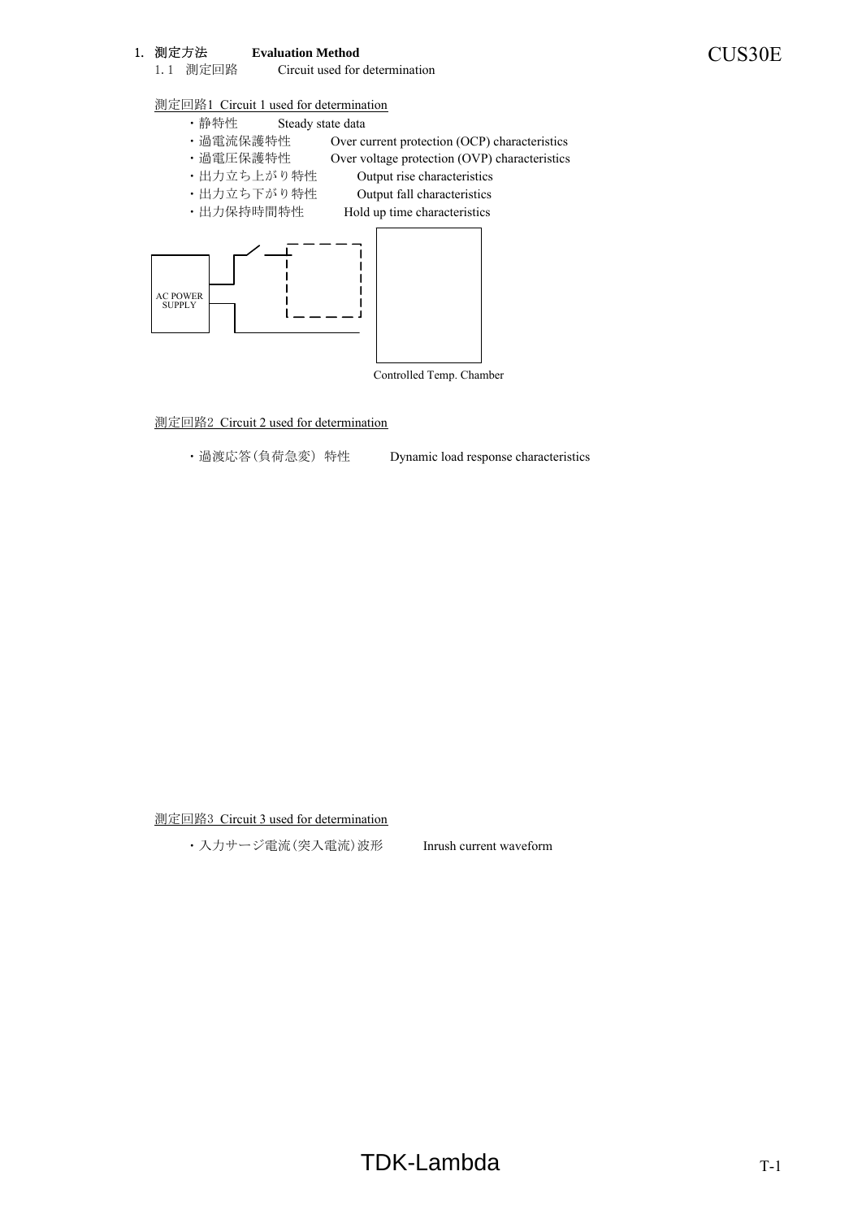# 1. 測定方法　**Evaluation Method**

## 1. 1　測定回路　Circuit used for determination

測定回路1　Circuit 1 used for determination

- ・静特性　Steady state data
- ・過電流保護特性　Over current protection (OCP) characteristics
- ・過電圧保護特性　Over voltage protection (OVP) characteristics
- ・出力立ち上がり特性　Output rise characteristics
- ・出力立ち下がり特性　Output fall characteristics
- ・出力保持時間特性　Hold up time characteristics

AC POWER SUPPLY

Controlled Temp. Chamber

測定回路2　Circuit 2 used for determination

- ・過渡応答(負荷急変）特性　Dynamic load response characteristics

測定回路3　Circuit 3 used for determination

- ・入力サージ電流(突入電流)波形　Inrush current waveform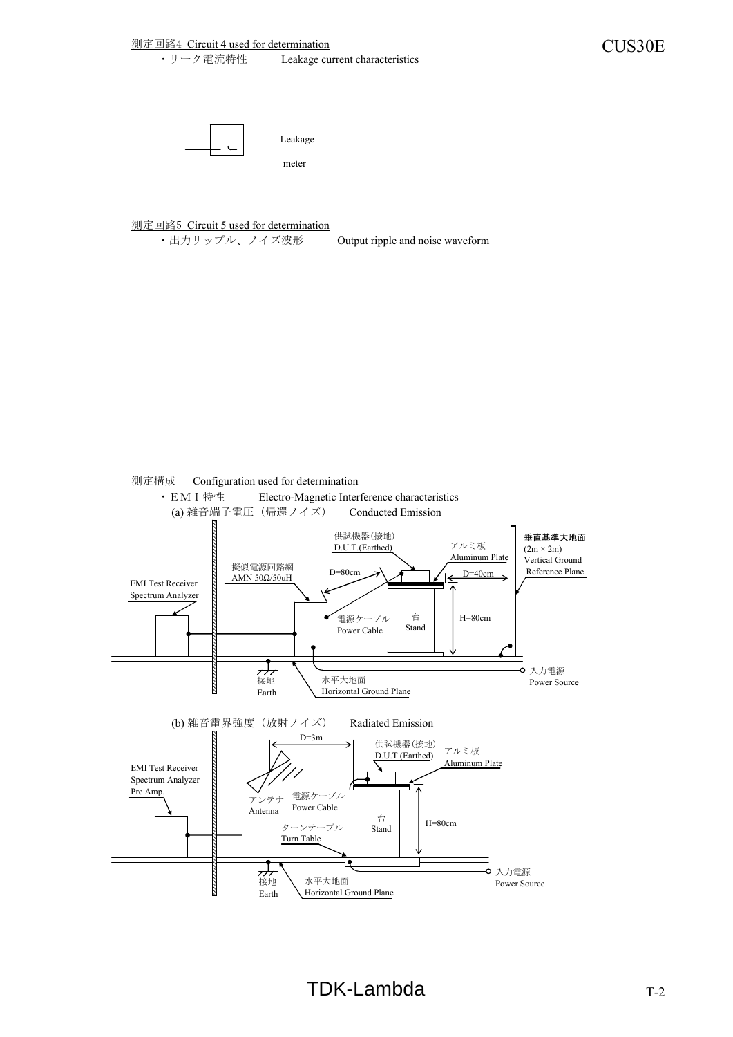測定回路4 Circuit 4 used for determination

・リーク電流特性　　Leakage current characteristics

Leakage meter

測定回路5 Circuit 5 used for determination

・出力リップル、ノイズ波形　　Output ripple and noise waveform

測定構成　Configuration used for determination

・ＥＭＩ特性　　Electro-Magnetic Interference characteristics

(a) 雑音端子電圧（帰還ノイズ）　Conducted Emission

供試機器(接地) D.U.T.(Earthed)

アルミ板 Aluminum Plate

垂直基準大地面 (2m × 2m) Vertical Ground Reference Plane

擬似電源回路網 AMN 50Ω/50uH

D=80cm

D=40cm

EMI Test Receiver Spectrum Analyzer

電源ケーブル Power Cable

台 Stand

H=80cm

接地 Earth

水平大地面 Horizontal Ground Plane

入力電源 Power Source

(b) 雑音電界強度（放射ノイズ）　Radiated Emission

D=3m

供試機器(接地) D.U.T.(Earthed)

アルミ板 Aluminum Plate

EMI Test Receiver Spectrum Analyzer Pre Amp.

アンテナ Antenna

電源ケーブル Power Cable

台 Stand

H=80cm

ターンテーブル Turn Table

接地 Earth

水平大地面 Horizontal Ground Plane

入力電源 Power Source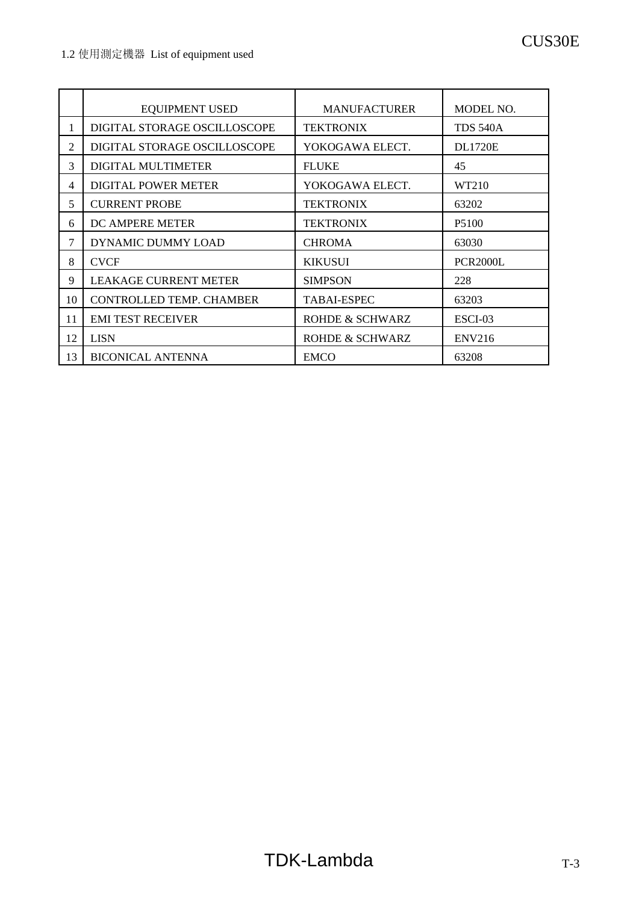### 1.2 使用測定機器 List of equipment used

| | EQUIPMENT USED | MANUFACTURER | MODEL NO. |
|---|---|---|---|
| 1 | DIGITAL STORAGE OSCILLOSCOPE | TEKTRONIX | TDS 540A |
| 2 | DIGITAL STORAGE OSCILLOSCOPE | YOKOGAWA ELECT. | DL1720E |
| 3 | DIGITAL MULTIMETER | FLUKE | 45 |
| 4 | DIGITAL POWER METER | YOKOGAWA ELECT. | WT210 |
| 5 | CURRENT PROBE | TEKTRONIX | 63202 |
| 6 | DC AMPERE METER | TEKTRONIX | P5100 |
| 7 | DYNAMIC DUMMY LOAD | CHROMA | 63030 |
| 8 | CVCF | KIKUSUI | PCR2000L |
| 9 | LEAKAGE CURRENT METER | SIMPSON | 228 |
| 10 | CONTROLLED TEMP. CHAMBER | TABAI-ESPEC | 63203 |
| 11 | EMI TEST RECEIVER | ROHDE & SCHWARZ | ESCI-03 |
| 12 | LISN | ROHDE & SCHWARZ | ENV216 |
| 13 | BICONICAL ANTENNA | EMCO | 63208 |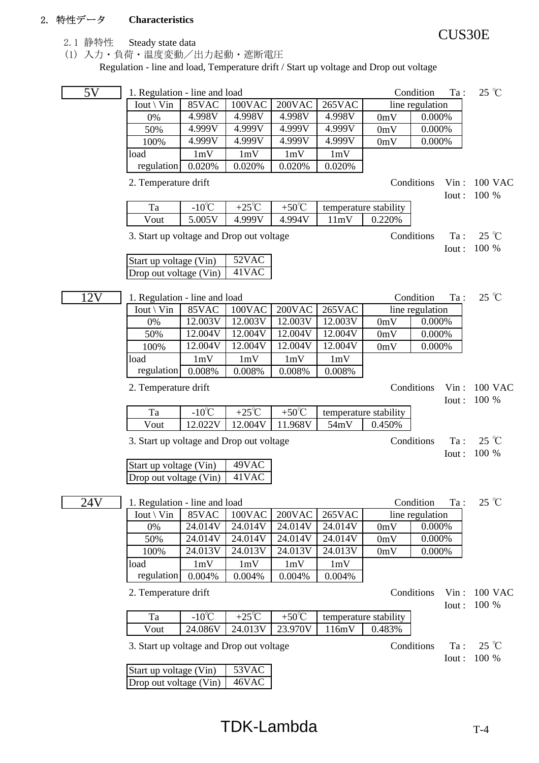## 2. 特性データ　Characteristics

CUS30E

### 2.1 静特性　Steady state data

(1) 入力・負荷・温度変動／出力起動・遮断電圧

Regulation - line and load, Temperature drift / Start up voltage and Drop out voltage

### 5V

1. Regulation - line and load　　Condition　Ta : 25 ℃

| Iout \ Vin | 85VAC | 100VAC | 200VAC | 265VAC | line regulation | |
|---|---|---|---|---|---|---|
| 0% | 4.998V | 4.998V | 4.998V | 4.998V | 0mV | 0.000% |
| 50% | 4.999V | 4.999V | 4.999V | 4.999V | 0mV | 0.000% |
| 100% | 4.999V | 4.999V | 4.999V | 4.999V | 0mV | 0.000% |
| load | 1mV | 1mV | 1mV | 1mV | | |
| regulation | 0.020% | 0.020% | 0.020% | 0.020% | | |

2. Temperature drift　　Conditions　Vin : 100 VAC　Iout : 100 %

| Ta | -10℃ | +25℃ | +50℃ | temperature stability | |
|---|---|---|---|---|---|
| Vout | 5.005V | 4.999V | 4.994V | 11mV | 0.220% |

3. Start up voltage and Drop out voltage　　Conditions　Ta : 25 ℃　Iout : 100 %

| Start up voltage (Vin) | 52VAC |
|---|---|
| Drop out voltage (Vin) | 41VAC |

### 12V

1. Regulation - line and load　　Condition　Ta : 25 ℃

| Iout \ Vin | 85VAC | 100VAC | 200VAC | 265VAC | line regulation | |
|---|---|---|---|---|---|---|
| 0% | 12.003V | 12.003V | 12.003V | 12.003V | 0mV | 0.000% |
| 50% | 12.004V | 12.004V | 12.004V | 12.004V | 0mV | 0.000% |
| 100% | 12.004V | 12.004V | 12.004V | 12.004V | 0mV | 0.000% |
| load | 1mV | 1mV | 1mV | 1mV | | |
| regulation | 0.008% | 0.008% | 0.008% | 0.008% | | |

2. Temperature drift　　Conditions　Vin : 100 VAC　Iout : 100 %

| Ta | -10℃ | +25℃ | +50℃ | temperature stability | |
|---|---|---|---|---|---|
| Vout | 12.022V | 12.004V | 11.968V | 54mV | 0.450% |

3. Start up voltage and Drop out voltage　　Conditions　Ta : 25 ℃　Iout : 100 %

| Start up voltage (Vin) | 49VAC |
|---|---|
| Drop out voltage (Vin) | 41VAC |

### 24V

1. Regulation - line and load　　Condition　Ta : 25 ℃

| Iout \ Vin | 85VAC | 100VAC | 200VAC | 265VAC | line regulation | |
|---|---|---|---|---|---|---|
| 0% | 24.014V | 24.014V | 24.014V | 24.014V | 0mV | 0.000% |
| 50% | 24.014V | 24.014V | 24.014V | 24.014V | 0mV | 0.000% |
| 100% | 24.013V | 24.013V | 24.013V | 24.013V | 0mV | 0.000% |
| load | 1mV | 1mV | 1mV | 1mV | | |
| regulation | 0.004% | 0.004% | 0.004% | 0.004% | | |

2. Temperature drift　　Conditions　Vin : 100 VAC　Iout : 100 %

| Ta | -10℃ | +25℃ | +50℃ | temperature stability | |
|---|---|---|---|---|---|
| Vout | 24.086V | 24.013V | 23.970V | 116mV | 0.483% |

3. Start up voltage and Drop out voltage　　Conditions　Ta : 25 ℃　Iout : 100 %

| Start up voltage (Vin) | 53VAC |
|---|---|
| Drop out voltage (Vin) | 46VAC |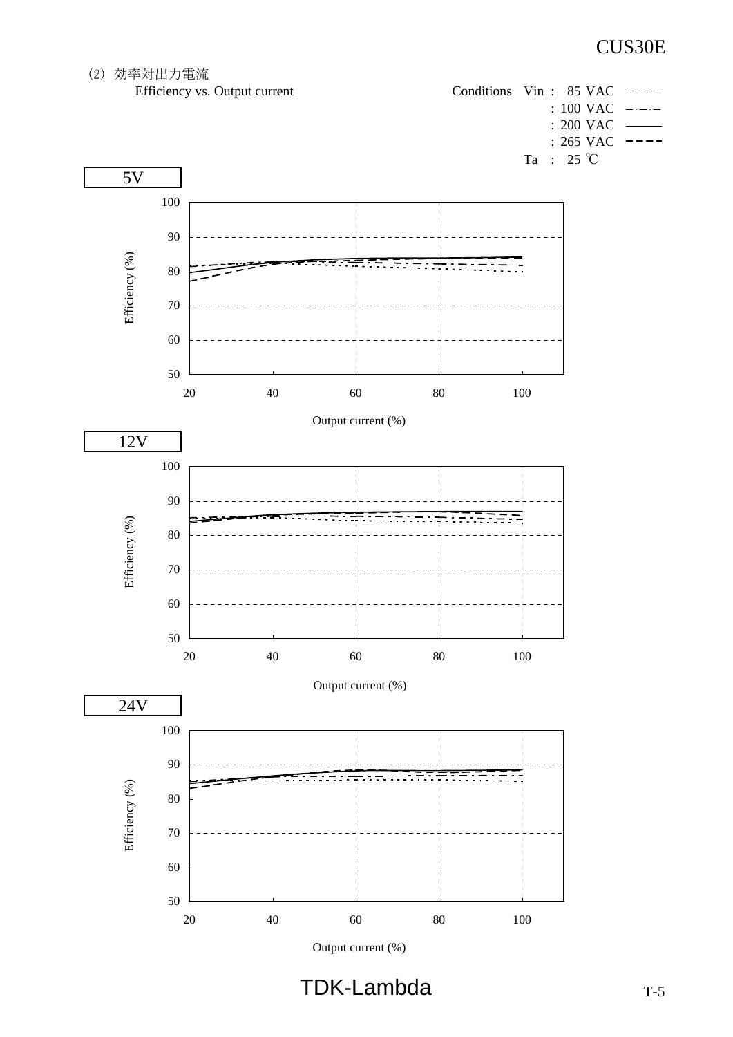(2) 効率対出力電流

Efficiency vs. Output current

Conditions Vin : 85 VAC
: 100 VAC
: 200 VAC
: 265 VAC
Ta : 25 ℃

5V

Efficiency (%)

100
90
80
70
60
50

20 40 60 80 100

Output current (%)

12V

Efficiency (%)

100
90
80
70
60
50

20 40 60 80 100

Output current (%)

24V

Efficiency (%)

100
90
80
70
60
50

20 40 60 80 100

Output current (%)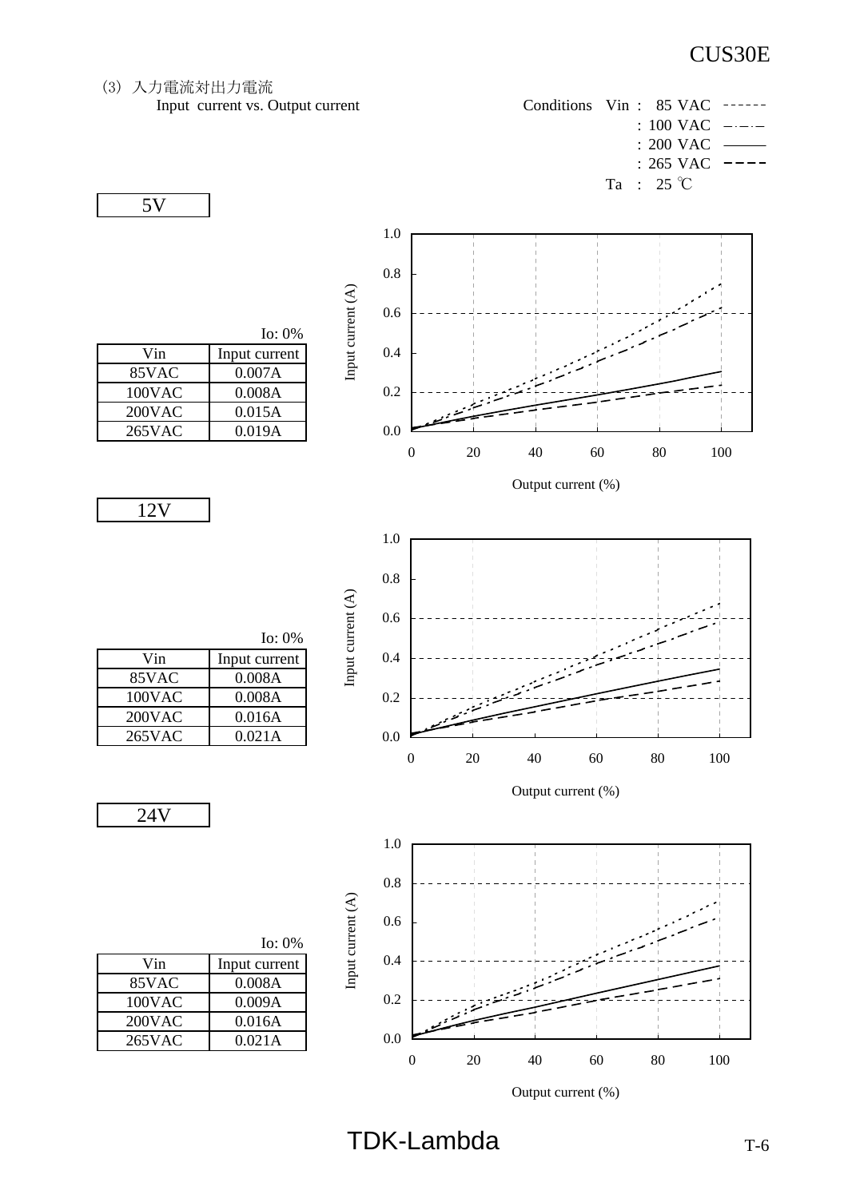(3) 入力電流対出力電流
Input current vs. Output current

Conditions Vin : 85 VAC ------
: 100 VAC –·–·–
: 200 VAC ———
: 265 VAC – – – –
Ta : 25 ℃

### 5V

Io: 0%

| Vin | Input current |
|---|---|
| 85VAC | 0.007A |
| 100VAC | 0.008A |
| 200VAC | 0.015A |
| 265VAC | 0.019A |

Input current (A)

Output current (%)

### 12V

Io: 0%

| Vin | Input current |
|---|---|
| 85VAC | 0.008A |
| 100VAC | 0.008A |
| 200VAC | 0.016A |
| 265VAC | 0.021A |

Input current (A)

Output current (%)

### 24V

Io: 0%

| Vin | Input current |
|---|---|
| 85VAC | 0.008A |
| 100VAC | 0.009A |
| 200VAC | 0.016A |
| 265VAC | 0.021A |

Input current (A)

Output current (%)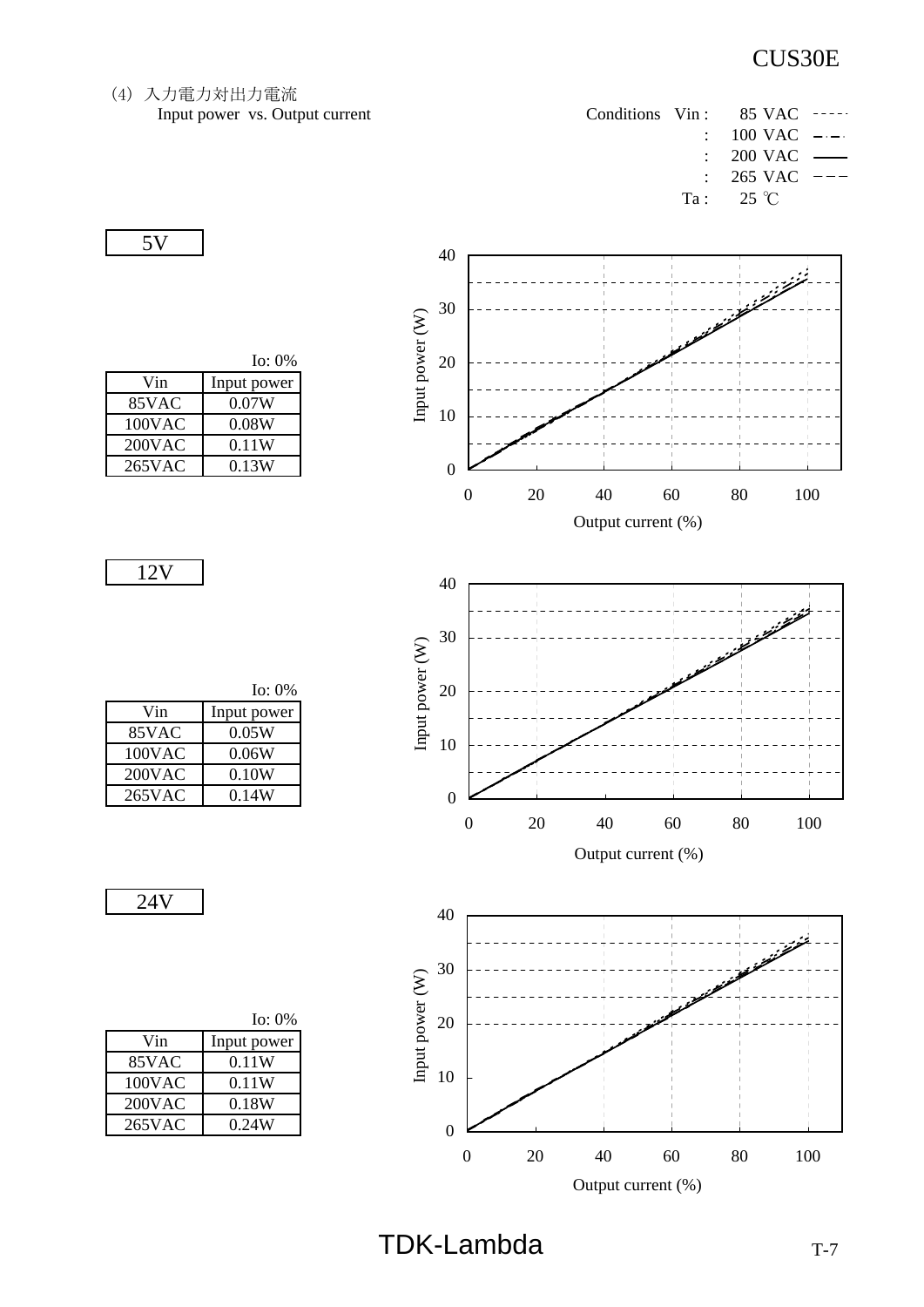(4) 入力電力対出力電流
Input power vs. Output current

Conditions Vin : 85 VAC
: 100 VAC
: 200 VAC
: 265 VAC
Ta : 25 ℃

## 5V

Io: 0%

| Vin | Input power |
|---|---|
| 85VAC | 0.07W |
| 100VAC | 0.08W |
| 200VAC | 0.11W |
| 265VAC | 0.13W |

## 12V

Io: 0%

| Vin | Input power |
|---|---|
| 85VAC | 0.05W |
| 100VAC | 0.06W |
| 200VAC | 0.10W |
| 265VAC | 0.14W |

## 24V

Io: 0%

| Vin | Input power |
|---|---|
| 85VAC | 0.11W |
| 100VAC | 0.11W |
| 200VAC | 0.18W |
| 265VAC | 0.24W |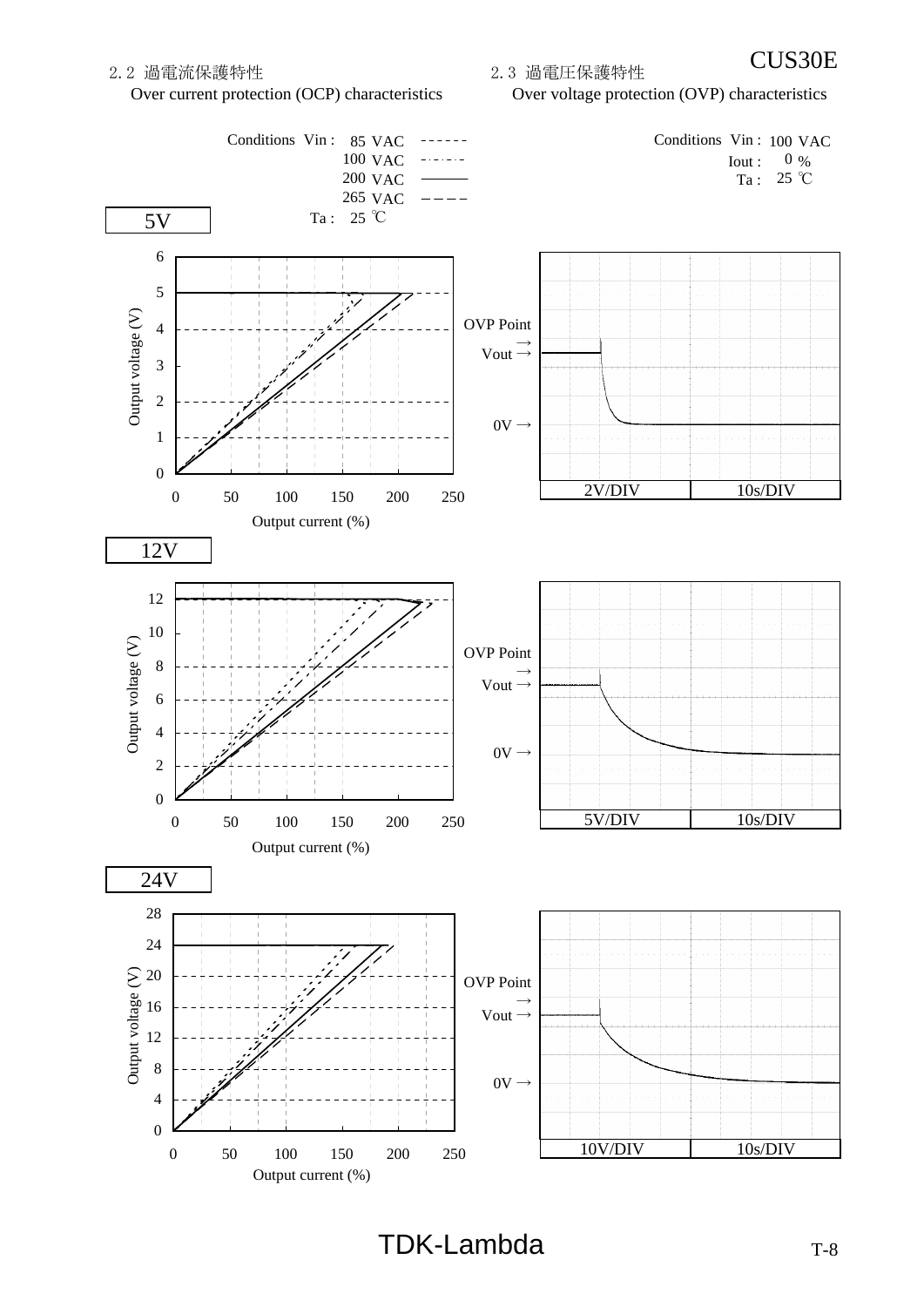## 2.2 過電流保護特性

Over current protection (OCP) characteristics

Conditions Vin : 85 VAC - - - - - -
100 VAC - · - · - · -
200 VAC ———
265 VAC — — — —
Ta : 25 ℃

## 2.3 過電圧保護特性

Over voltage protection (OVP) characteristics

Conditions Vin : 100 VAC
Iout : 0 %
Ta : 25 ℃

### 5V

Output voltage (V) / Output current (%)

OVP Point →
Vout →
0V →

2V/DIV | 10s/DIV

### 12V

Output voltage (V) / Output current (%)

OVP Point →
Vout →
0V →

5V/DIV | 10s/DIV

### 24V

Output voltage (V) / Output current (%)

OVP Point →
Vout →
0V →

10V/DIV | 10s/DIV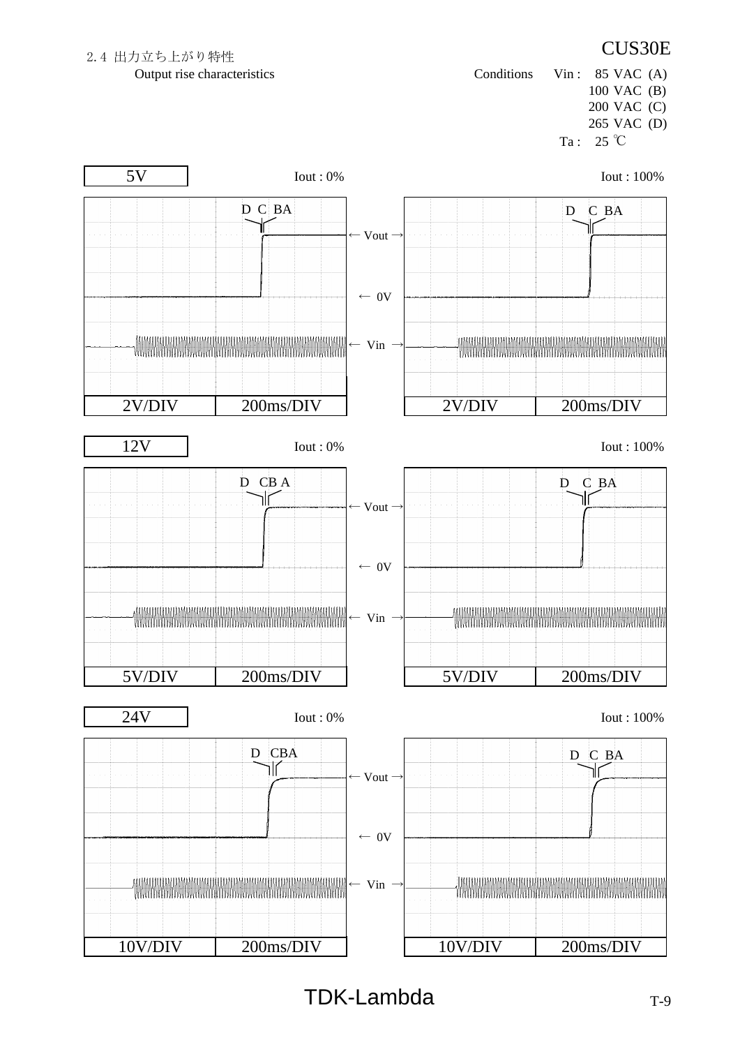CUS30E

## 2.4 出力立ち上がり特性

Output rise characteristics

Conditions Vin : 85 VAC (A)
100 VAC (B)
200 VAC (C)
265 VAC (D)
Ta : 25 ℃

### 5V

Iout : 0%

D C BA

← Vout →

← 0V

← Vin →

2V/DIV 200ms/DIV

Iout : 100%

D C BA

2V/DIV 200ms/DIV

### 12V

Iout : 0%

D CB A

← Vout →

← 0V

← Vin →

5V/DIV 200ms/DIV

Iout : 100%

D C BA

5V/DIV 200ms/DIV

### 24V

Iout : 0%

D CBA

← Vout →

← 0V

← Vin →

10V/DIV 200ms/DIV

Iout : 100%

D C BA

10V/DIV 200ms/DIV

TDK-Lambda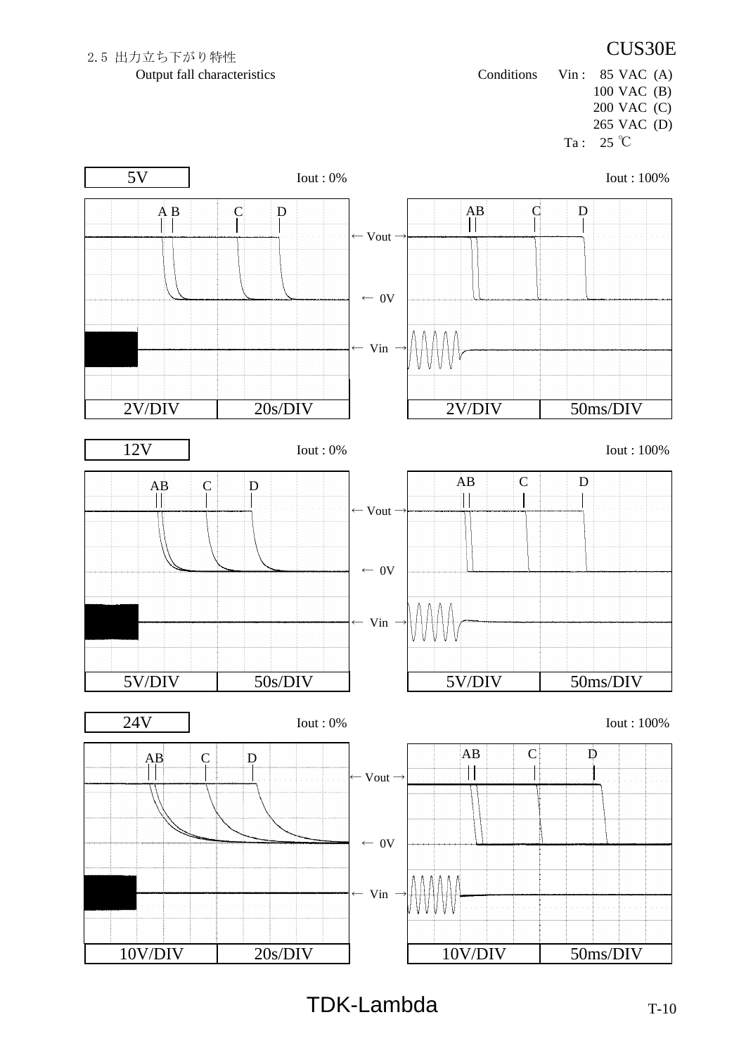## 2.5 出力立ち下がり特性
Output fall characteristics

CUS30E

Conditions Vin : 85 VAC (A)
100 VAC (B)
200 VAC (C)
265 VAC (D)
Ta : 25 ℃

**5V**

Iout : 0%

A B C D

← Vout →

← 0V

← Vin →

2V/DIV 20s/DIV

Iout : 100%

AB C D

2V/DIV 50ms/DIV

**12V**

Iout : 0%

AB C D

← Vout →

← 0V

← Vin →

5V/DIV 50s/DIV

Iout : 100%

AB C D

5V/DIV 50ms/DIV

**24V**

Iout : 0%

AB C D

← Vout →

← 0V

← Vin →

10V/DIV 20s/DIV

Iout : 100%

AB C D

10V/DIV 50ms/DIV

TDK-Lambda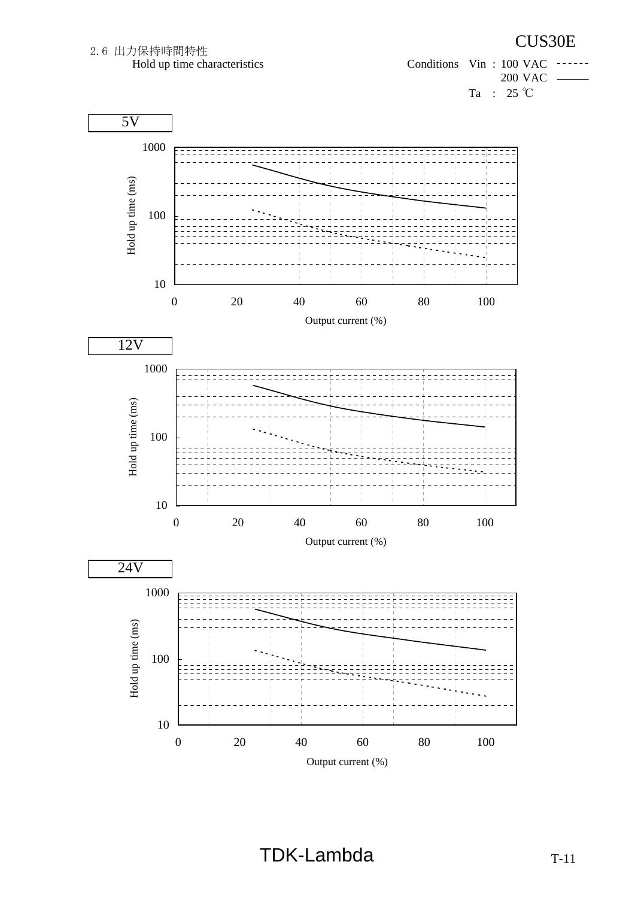CUS30E

## 2.6 出力保持時間特性
Hold up time characteristics

Conditions Vin : 100 VAC (dashed)
200 VAC (solid)
Ta : 25 ℃

### 5V

Hold up time (ms) — 10, 100, 1000
Output current (%) — 0, 20, 40, 60, 80, 100

### 12V

Hold up time (ms) — 10, 100, 1000
Output current (%) — 0, 20, 40, 60, 80, 100

### 24V

Hold up time (ms) — 10, 100, 1000
Output current (%) — 0, 20, 40, 60, 80, 100

TDK-Lambda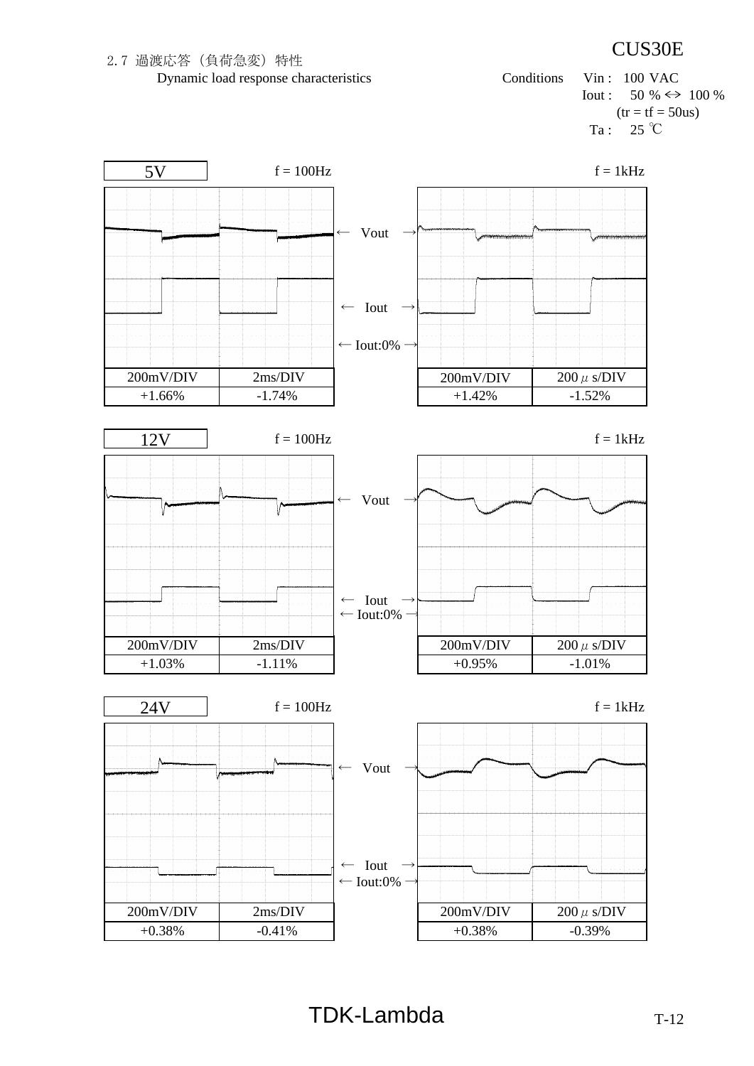# CUS30E

## 2.7 過渡応答（負荷急変）特性
Dynamic load response characteristics

Conditions
- Vin : 100 VAC
- Iout : 50 % ↔ 100 % (tr = tf = 50us)
- Ta : 25 ℃

### 5V

f = 100Hz / f = 1kHz

← Vout →
← Iout →
← Iout:0% →

| 200mV/DIV | 2ms/DIV | | 200mV/DIV | 200 μs/DIV |
|---|---|---|---|---|
| +1.66% | -1.74% | | +1.42% | -1.52% |

### 12V

f = 100Hz / f = 1kHz

← Vout →
← Iout →
← Iout:0% →

| 200mV/DIV | 2ms/DIV | | 200mV/DIV | 200 μs/DIV |
|---|---|---|---|---|
| +1.03% | -1.11% | | +0.95% | -1.01% |

### 24V

f = 100Hz / f = 1kHz

← Vout →
← Iout →
← Iout:0% →

| 200mV/DIV | 2ms/DIV | | 200mV/DIV | 200 μs/DIV |
|---|---|---|---|---|
| +0.38% | -0.41% | | +0.38% | -0.39% |

TDK-Lambda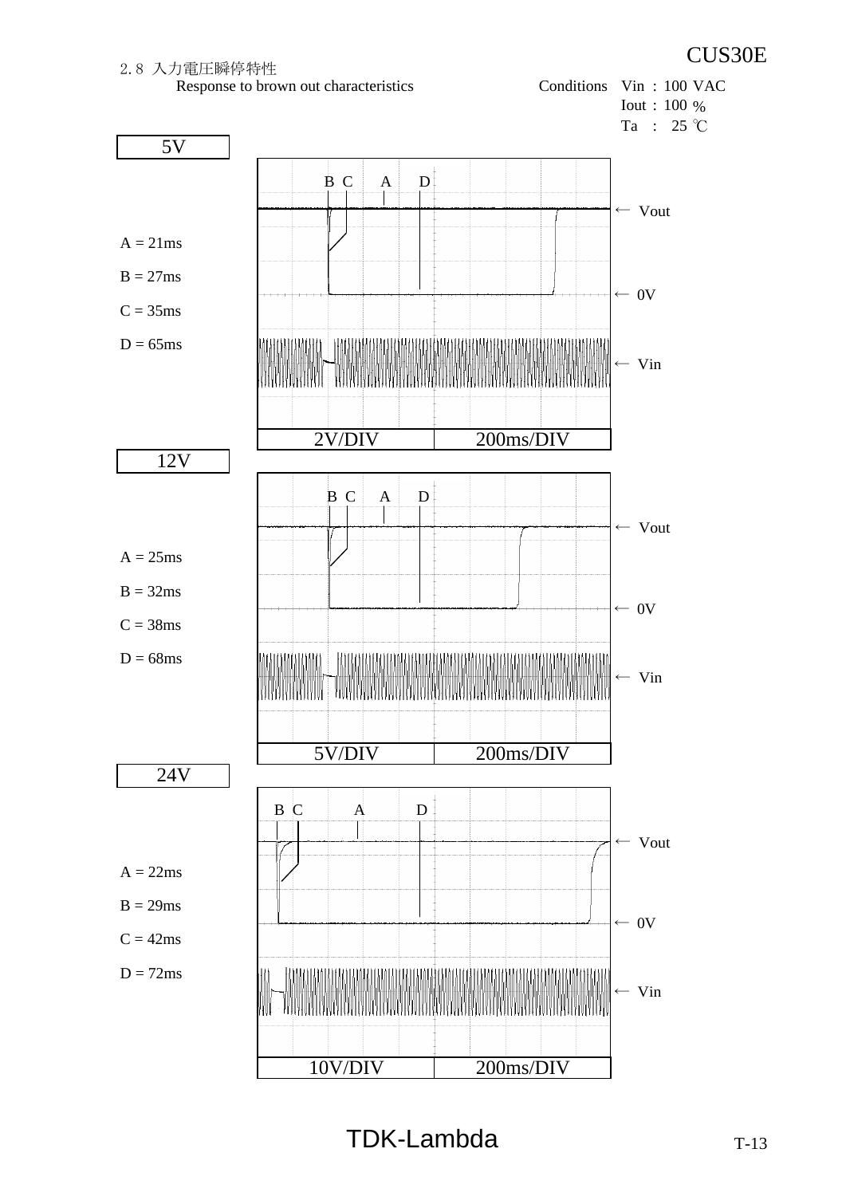CUS30E

## 2.8 入力電圧瞬停特性

Response to brown out characteristics

Conditions Vin : 100 VAC
Iout : 100 %
Ta : 25 ℃

### 5V

A = 21ms

B = 27ms

C = 35ms

D = 65ms

2V/DIV 200ms/DIV

### 12V

A = 25ms

B = 32ms

C = 38ms

D = 68ms

5V/DIV 200ms/DIV

### 24V

A = 22ms

B = 29ms

C = 42ms

D = 72ms

10V/DIV 200ms/DIV

TDK-Lambda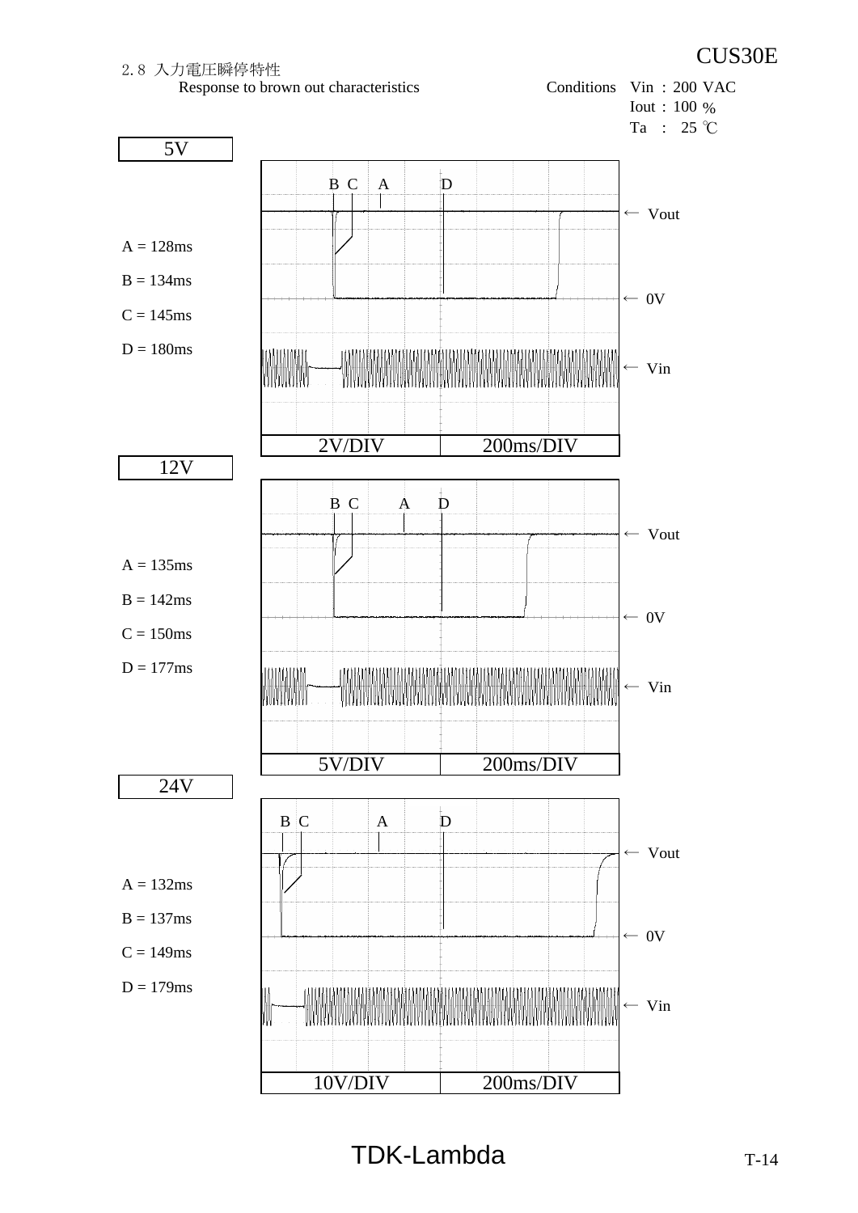CUS30E

## 2.8 入力電圧瞬停特性

Response to brown out characteristics

Conditions Vin : 200 VAC
Iout : 100 %
Ta : 25 ℃

### 5V

A = 128ms

B = 134ms

C = 145ms

D = 180ms

2V/DIV 200ms/DIV

### 12V

A = 135ms

B = 142ms

C = 150ms

D = 177ms

5V/DIV 200ms/DIV

### 24V

A = 132ms

B = 137ms

C = 149ms

D = 179ms

10V/DIV 200ms/DIV

TDK-Lambda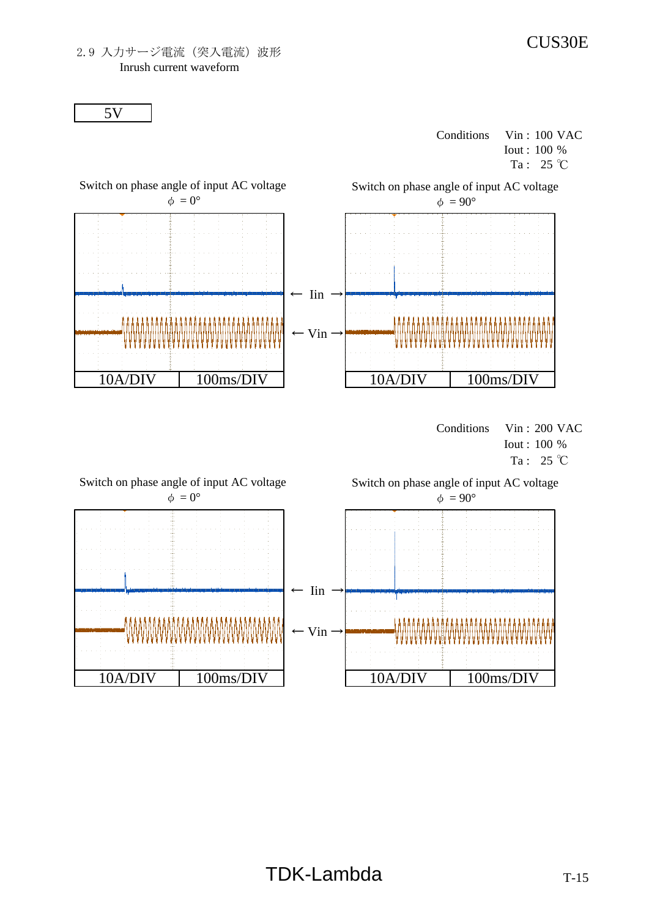## 2.9 入力サージ電流（突入電流）波形
Inrush current waveform

5V

Conditions
Vin : 100 VAC
Iout : 100 %
Ta : 25 ℃

Switch on phase angle of input AC voltage
$\phi$ = 0°

Switch on phase angle of input AC voltage
$\phi$ = 90°

← Iin →

← Vin →

10A/DIV | 100ms/DIV

10A/DIV | 100ms/DIV

Conditions
Vin : 200 VAC
Iout : 100 %
Ta : 25 ℃

Switch on phase angle of input AC voltage
$\phi$ = 0°

Switch on phase angle of input AC voltage
$\phi$ = 90°

← Iin →

← Vin →

10A/DIV | 100ms/DIV

10A/DIV | 100ms/DIV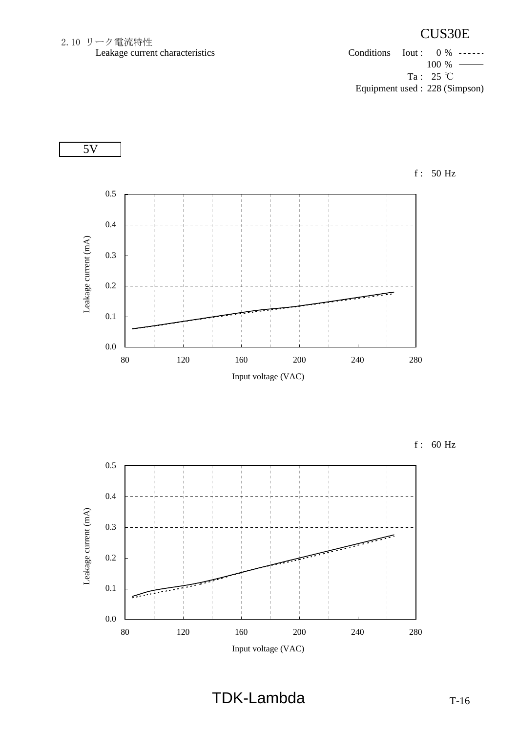# CUS30E

## 2.10 リーク電流特性
Leakage current characteristics

Conditions Iout : 0 % ------
100 % ——
Ta : 25 ℃
Equipment used : 228 (Simpson)

**5V**

f : 50 Hz

Leakage current (mA)

0.5
0.4
0.3
0.2
0.1
0.0

80 120 160 200 240 280

Input voltage (VAC)

f : 60 Hz

Leakage current (mA)

0.5
0.4
0.3
0.2
0.1
0.0

80 120 160 200 240 280

Input voltage (VAC)

TDK-Lambda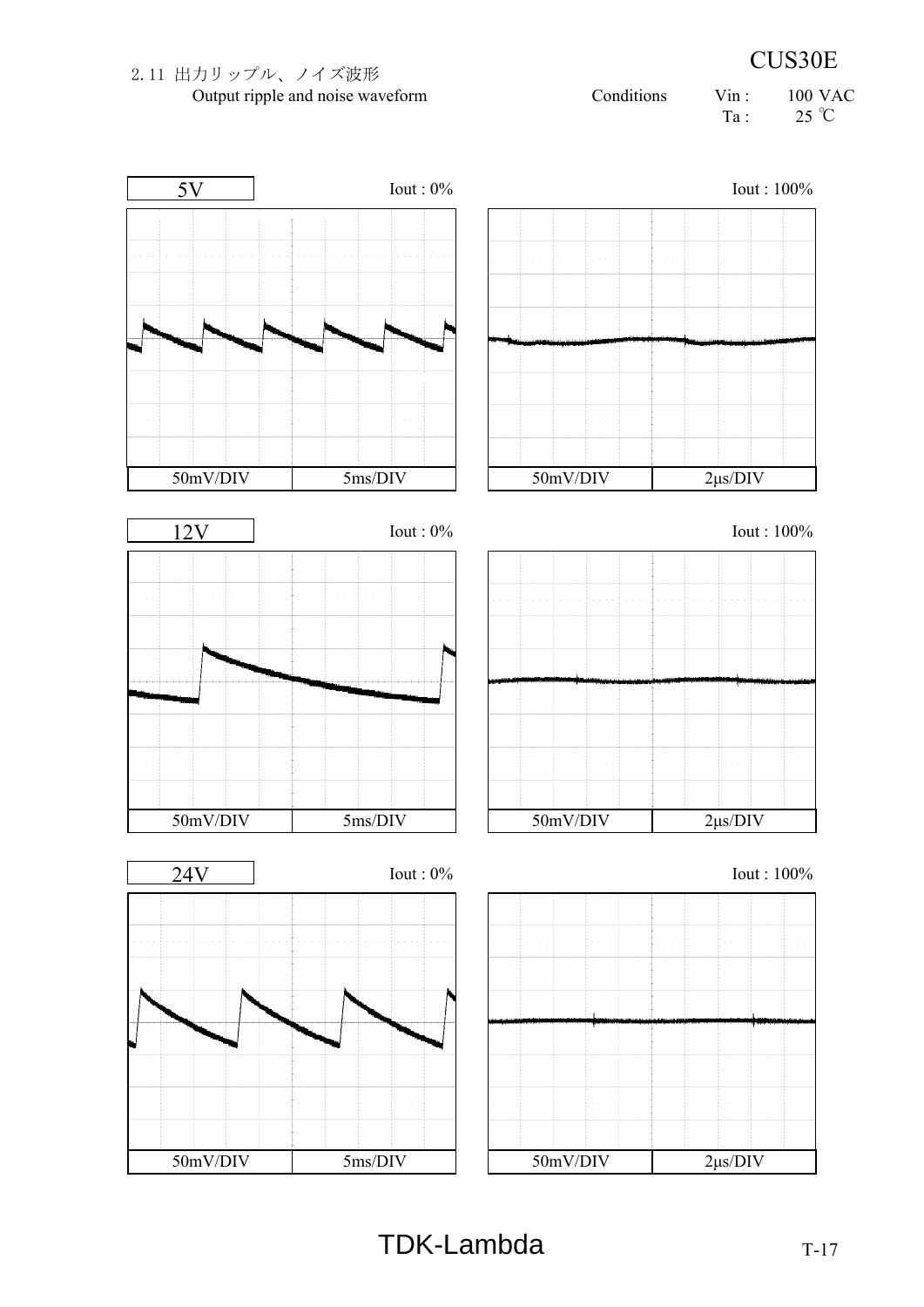## 2.11 出力リップル、ノイズ波形

Output ripple and noise waveform

Conditions Vin : 100 VAC

Ta : 25 ℃

CUS30E

5V

Iout : 0%

50mV/DIV 5ms/DIV

Iout : 100%

50mV/DIV 2μs/DIV

12V

Iout : 0%

50mV/DIV 5ms/DIV

Iout : 100%

50mV/DIV 2μs/DIV

24V

Iout : 0%

50mV/DIV 5ms/DIV

Iout : 100%

50mV/DIV 2μs/DIV

TDK-Lambda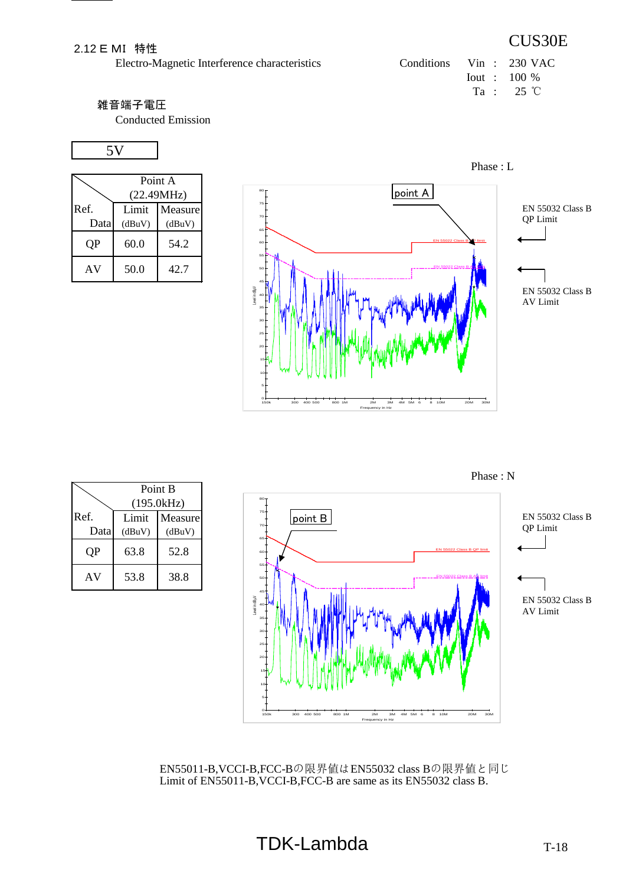CUS30E

## 2.12 ＥＭＩ 特性
Electro-Magnetic Interference characteristics

Conditions Vin : 230 VAC
Iout : 100 %
Ta : 25 ℃

### 雑音端子電圧
Conducted Emission

**5V**

Phase : L

| Ref. Data | Point A (22.49MHz) Limit (dBuV) | Measure (dBuV) |
|---|---|---|
| QP | 60.0 | 54.2 |
| AV | 50.0 | 42.7 |

EN 55032 Class B QP Limit

EN 55032 Class B AV Limit

Phase : N

| Ref. Data | Point B (195.0kHz) Limit (dBuV) | Measure (dBuV) |
|---|---|---|
| QP | 63.8 | 52.8 |
| AV | 53.8 | 38.8 |

EN 55032 Class B QP Limit

EN 55032 Class B AV Limit

EN55011-B,VCCI-B,FCC-Bの限界値はEN55032 class Bの限界値と同じ
Limit of EN55011-B,VCCI-B,FCC-B are same as its EN55032 class B.

TDK-Lambda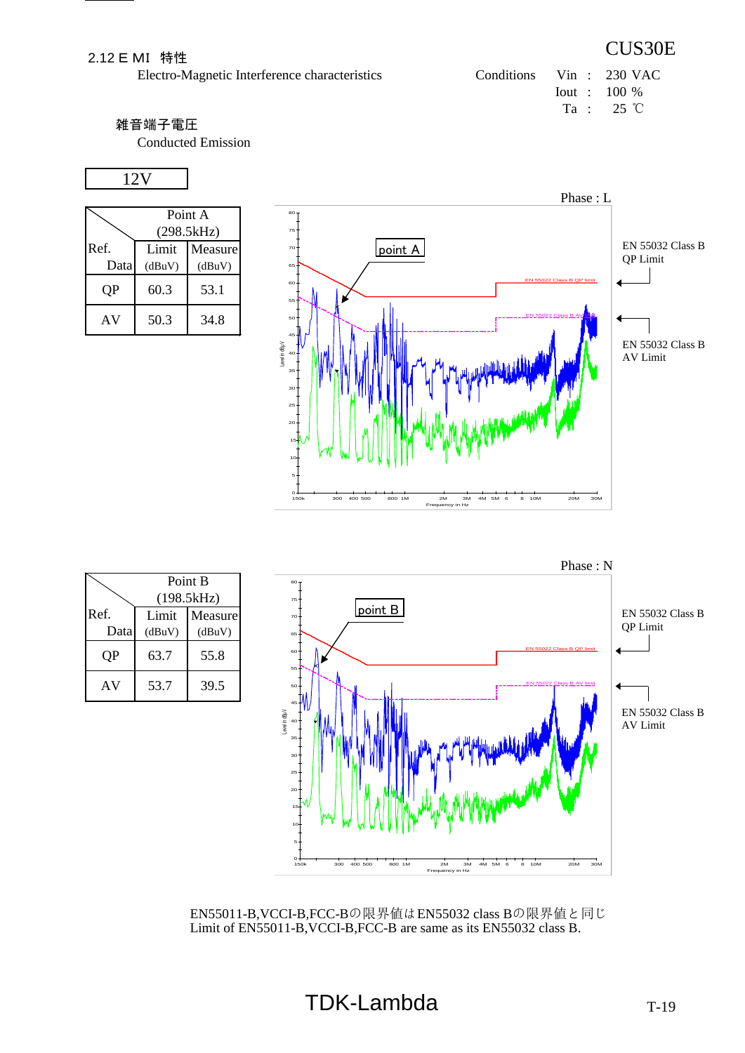## 2.12 ＥＭI 特性

Electro-Magnetic Interference characteristics

**CUS30E**

Conditions: Vin : 230 VAC, Iout : 100 %, Ta : 25 ℃

### 雑音端子電圧

Conducted Emission

**12V**

Phase : L

| Ref. Data | Point A (298.5kHz) Limit (dBuV) | Measure (dBuV) |
|---|---|---|
| QP | 60.3 | 53.1 |
| AV | 50.3 | 34.8 |

EN 55032 Class B QP Limit

EN 55032 Class B AV Limit

Phase : N

| Ref. Data | Point B (198.5kHz) Limit (dBuV) | Measure (dBuV) |
|---|---|---|
| QP | 63.7 | 55.8 |
| AV | 53.7 | 39.5 |

EN 55032 Class B QP Limit

EN 55032 Class B AV Limit

EN55011-B,VCCI-B,FCC-Bの限界値はEN55032 class Bの限界値と同じ
Limit of EN55011-B,VCCI-B,FCC-B are same as its EN55032 class B.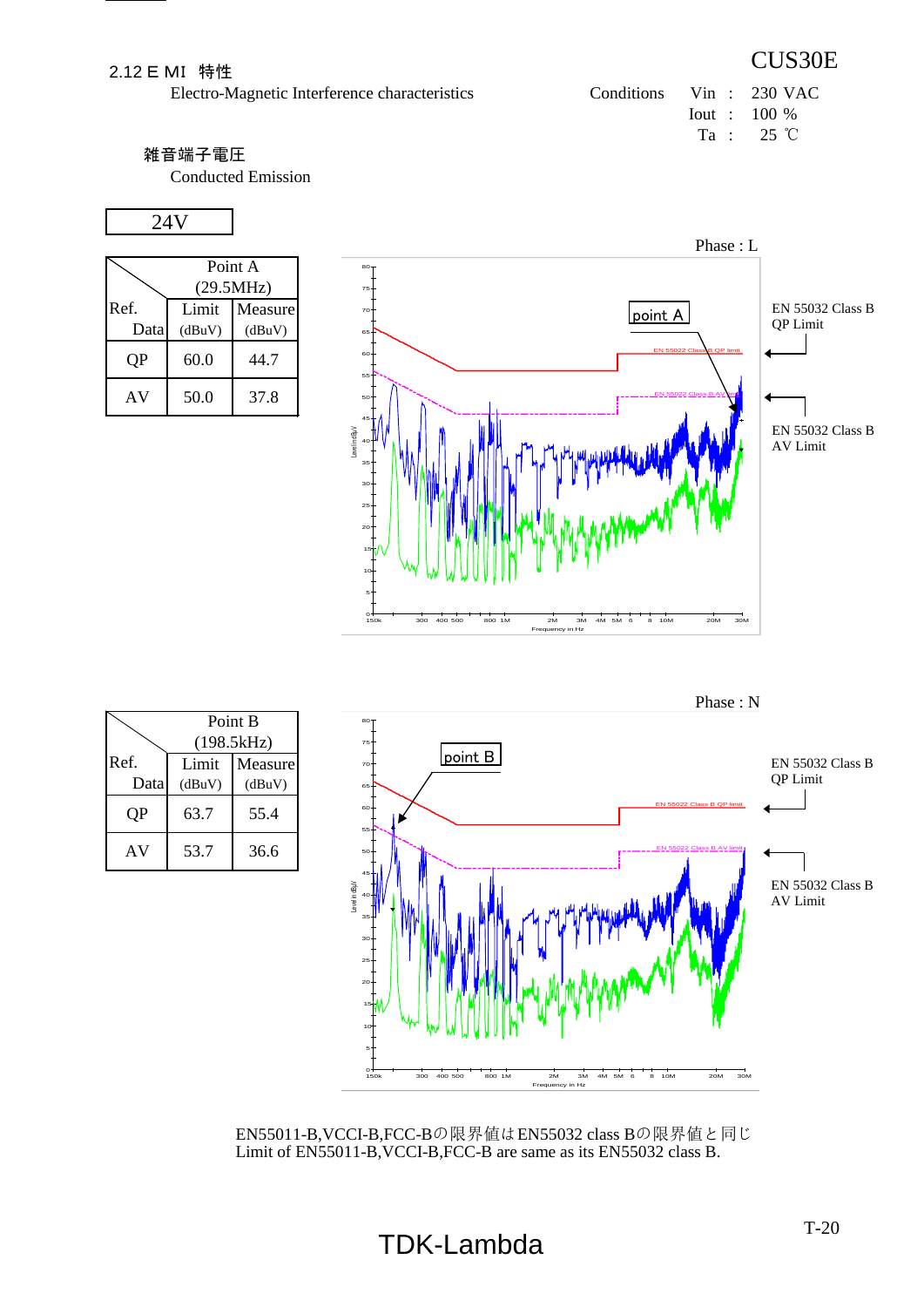## 2.12 ＥＭＩ 特性

Electro-Magnetic Interference characteristics

CUS30E

Conditions  Vin : 230 VAC
Iout : 100 %
Ta : 25 ℃

### 雑音端子電圧

Conducted Emission

**24V**

Phase : L

| Ref. / Data | Point A (29.5MHz) Limit (dBuV) | Measure (dBuV) |
|---|---|---|
| QP | 60.0 | 44.7 |
| AV | 50.0 | 37.8 |

EN 55032 Class B QP Limit

EN 55032 Class B AV Limit

Phase : N

| Ref. / Data | Point B (198.5kHz) Limit (dBuV) | Measure (dBuV) |
|---|---|---|
| QP | 63.7 | 55.4 |
| AV | 53.7 | 36.6 |

EN 55032 Class B QP Limit

EN 55032 Class B AV Limit

EN55011-B,VCCI-B,FCC-Bの限界値はEN55032 class Bの限界値と同じ
Limit of EN55011-B,VCCI-B,FCC-B are same as its EN55032 class B.

TDK-Lambda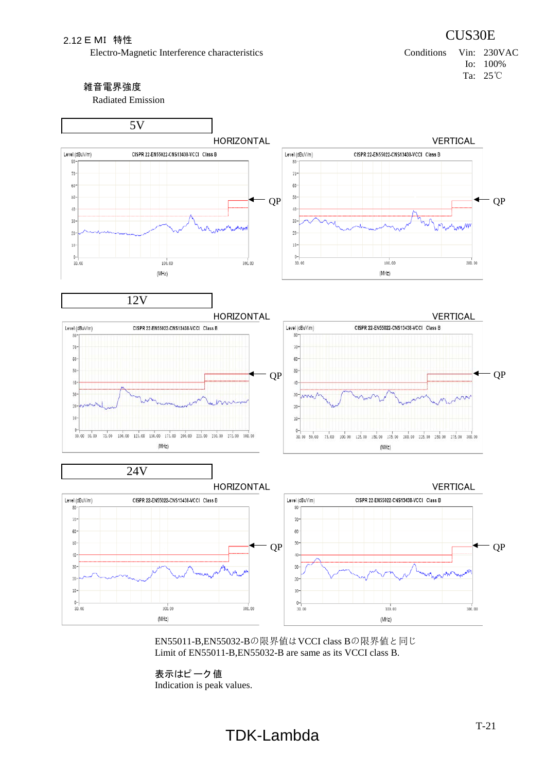## 2.12 ＥＭＩ 特性

Electro-Magnetic Interference characteristics

CUS30E

Conditions Vin: 230VAC
Io: 100%
Ta: 25℃

### 雑音電界強度

Radiated Emission

**5V**

HORIZONTAL

Level (dBuV/m) CISPR 22-EN55022-CNS13438-VCCI Class B

80 70 60 50 40 30 20 10 0

30.00 100.00 300.00

(MHz)

QP

VERTICAL

Level (dBuV/m) CISPR 22-EN55022-CNS13438-VCCI Class B

80 70 60 50 40 30 20 10 0

30.00 100.00 300.00

(MHz)

QP

**12V**

HORIZONTAL

Level (dBuV/m) CISPR 22-EN55022-CNS13438-VCCI Class B

80 70 60 50 40 30 20 10 0

30.00 50.00 75.00 100.00 125.00 150.00 175.00 200.00 225.00 250.00 275.00 300.00

(MHz)

QP

VERTICAL

Level (dBuV/m) CISPR 22-EN55022-CNS13438-VCCI Class B

80 70 60 50 40 30 20 10 0

30.00 50.00 75.00 100.00 125.00 150.00 175.00 200.00 225.00 250.00 275.00 300.00

(MHz)

QP

**24V**

HORIZONTAL

Level (dBuV/m) CISPR 22-EN55022-CNS13438-VCCI Class B

80 70 60 50 40 30 20 10 0

30.00 100.00 300.00

(MHz)

QP

VERTICAL

Level (dBuV/m) CISPR 22-EN55022-CNS13438-VCCI Class B

80 70 60 50 40 30 20 10 0

30.00 100.00 300.00

(MHz)

QP

EN55011-B,EN55032-Bの限界値はVCCI class Bの限界値と同じ
Limit of EN55011-B,EN55032-B are same as its VCCI class B.

表示はピーク値
Indication is peak values.

TDK-Lambda